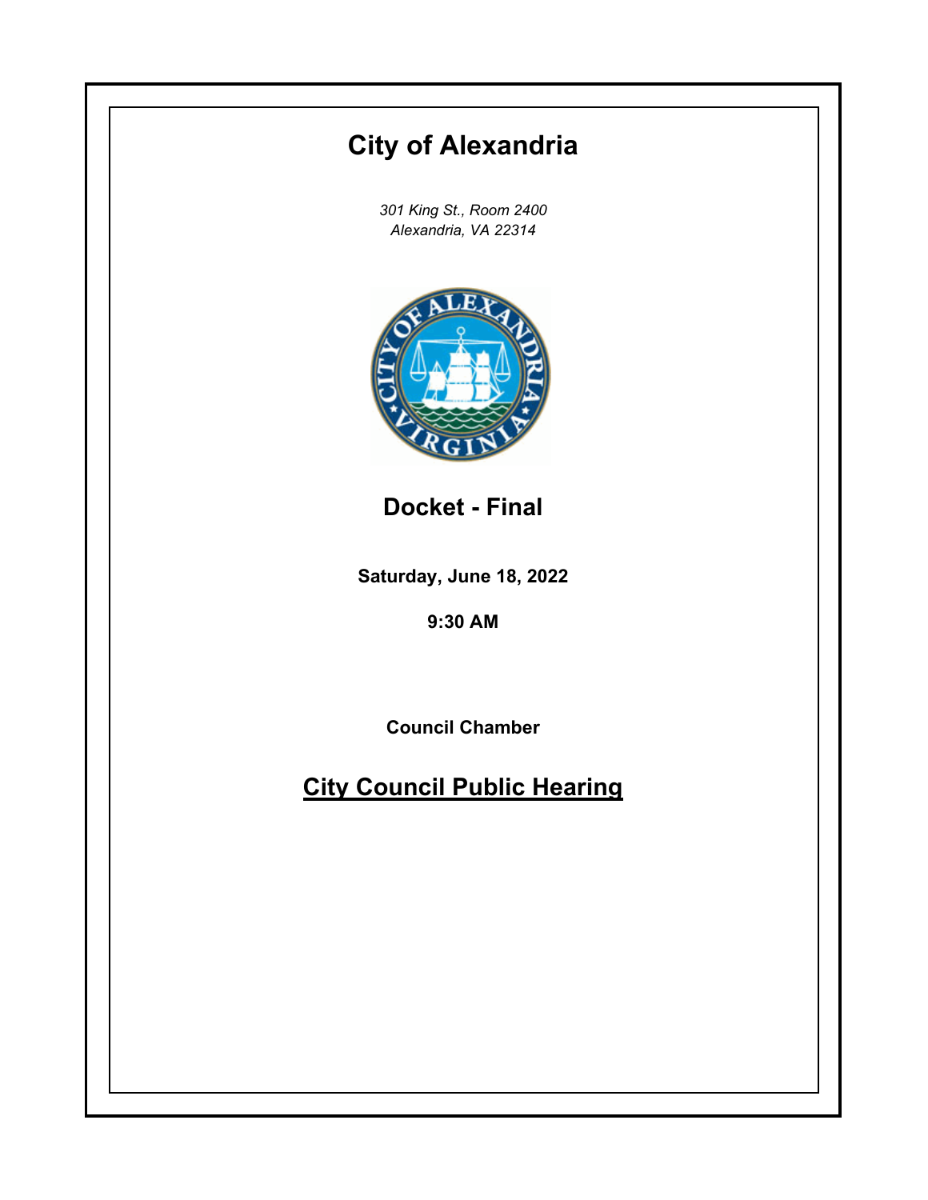# City of Alexandria

*301 King St., Room 2400*
*Alexandria, VA 22314*

## Docket - Final

**Saturday, June 18, 2022**

**9:30 AM**

**Council Chamber**

## City Council Public Hearing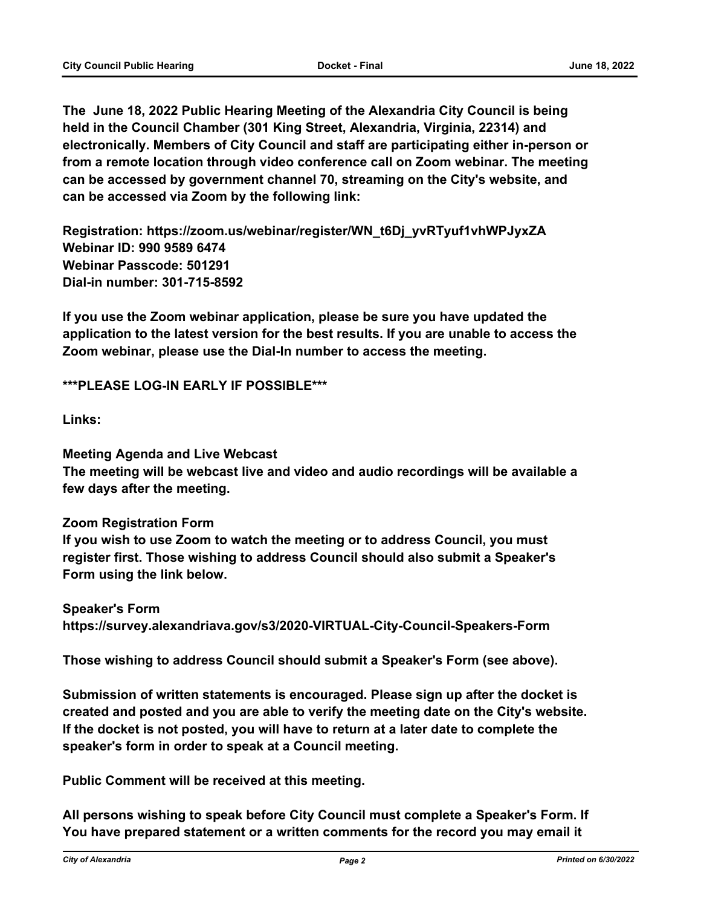**The June 18, 2022 Public Hearing Meeting of the Alexandria City Council is being held in the Council Chamber (301 King Street, Alexandria, Virginia, 22314) and electronically. Members of City Council and staff are participating either in-person or from a remote location through video conference call on Zoom webinar. The meeting can be accessed by government channel 70, streaming on the City's website, and can be accessed via Zoom by the following link:**

**Registration: https://zoom.us/webinar/register/WN_t6Dj_yvRTyuf1vhWPJyxZA**
**Webinar ID: 990 9589 6474**
**Webinar Passcode: 501291**
**Dial-in number: 301-715-8592**

**If you use the Zoom webinar application, please be sure you have updated the application to the latest version for the best results. If you are unable to access the Zoom webinar, please use the Dial-In number to access the meeting.**

**\*\*\*PLEASE LOG-IN EARLY IF POSSIBLE\*\*\***

**Links:**

**Meeting Agenda and Live Webcast**
**The meeting will be webcast live and video and audio recordings will be available a few days after the meeting.**

**Zoom Registration Form**
**If you wish to use Zoom to watch the meeting or to address Council, you must register first. Those wishing to address Council should also submit a Speaker's Form using the link below.**

**Speaker's Form**
**https://survey.alexandriava.gov/s3/2020-VIRTUAL-City-Council-Speakers-Form**

**Those wishing to address Council should submit a Speaker's Form (see above).**

**Submission of written statements is encouraged. Please sign up after the docket is created and posted and you are able to verify the meeting date on the City's website. If the docket is not posted, you will have to return at a later date to complete the speaker's form in order to speak at a Council meeting.**

**Public Comment will be received at this meeting.**

**All persons wishing to speak before City Council must complete a Speaker's Form. If You have prepared statement or a written comments for the record you may email it**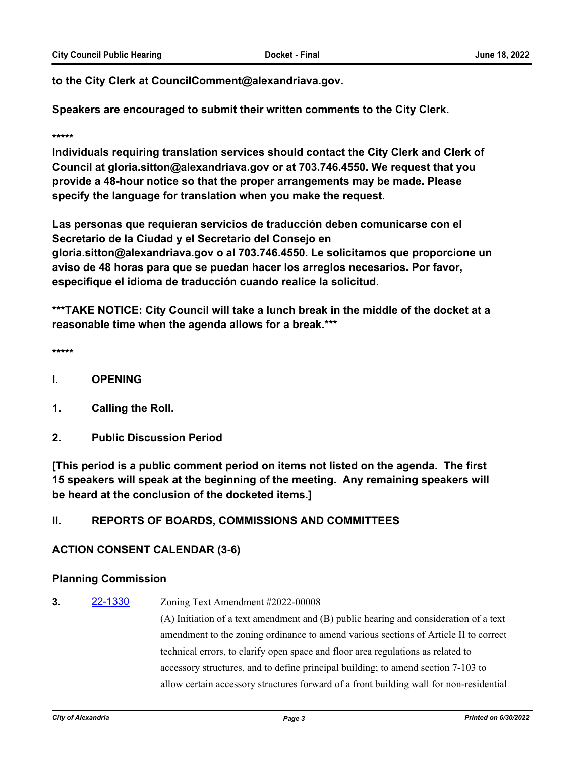**to the City Clerk at CouncilComment@alexandriava.gov.**

**Speakers are encouraged to submit their written comments to the City Clerk.**

**\*\*\*\*\***

**Individuals requiring translation services should contact the City Clerk and Clerk of Council at gloria.sitton@alexandriava.gov or at 703.746.4550. We request that you provide a 48-hour notice so that the proper arrangements may be made. Please specify the language for translation when you make the request.**

**Las personas que requieran servicios de traducción deben comunicarse con el Secretario de la Ciudad y el Secretario del Consejo en gloria.sitton@alexandriava.gov o al 703.746.4550. Le solicitamos que proporcione un aviso de 48 horas para que se puedan hacer los arreglos necesarios. Por favor, especifique el idioma de traducción cuando realice la solicitud.**

**\*\*\*TAKE NOTICE: City Council will take a lunch break in the middle of the docket at a reasonable time when the agenda allows for a break.\*\*\***

**\*\*\*\*\***

## I. OPENING

**1. Calling the Roll.**

**2. Public Discussion Period**

**[This period is a public comment period on items not listed on the agenda. The first 15 speakers will speak at the beginning of the meeting. Any remaining speakers will be heard at the conclusion of the docketed items.]**

## II. REPORTS OF BOARDS, COMMISSIONS AND COMMITTEES

### ACTION CONSENT CALENDAR (3-6)

### Planning Commission

**3.** 22-1330 Zoning Text Amendment #2022-00008

(A) Initiation of a text amendment and (B) public hearing and consideration of a text amendment to the zoning ordinance to amend various sections of Article II to correct technical errors, to clarify open space and floor area regulations as related to accessory structures, and to define principal building; to amend section 7-103 to allow certain accessory structures forward of a front building wall for non-residential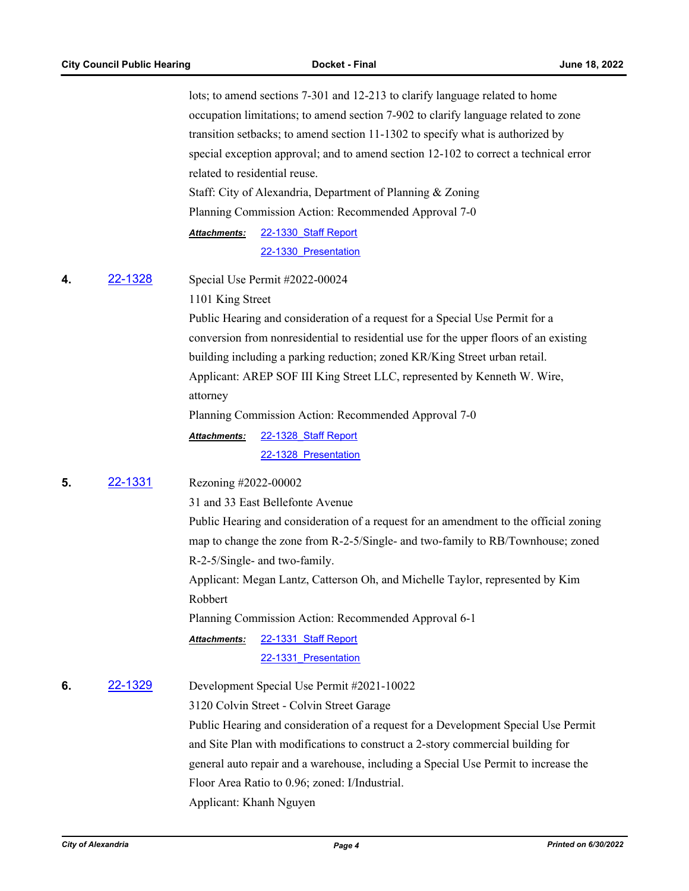lots; to amend sections 7-301 and 12-213 to clarify language related to home occupation limitations; to amend section 7-902 to clarify language related to zone transition setbacks; to amend section 11-1302 to specify what is authorized by special exception approval; and to amend section 12-102 to correct a technical error related to residential reuse.

Staff: City of Alexandria, Department of Planning & Zoning

Planning Commission Action: Recommended Approval 7-0

***Attachments:*** 22-1330_Staff Report
22-1330_Presentation

**4.** 22-1328 Special Use Permit #2022-00024

1101 King Street

Public Hearing and consideration of a request for a Special Use Permit for a conversion from nonresidential to residential use for the upper floors of an existing building including a parking reduction; zoned KR/King Street urban retail.

Applicant: AREP SOF III King Street LLC, represented by Kenneth W. Wire, attorney

Planning Commission Action: Recommended Approval 7-0

***Attachments:*** 22-1328_Staff Report
22-1328_Presentation

**5.** 22-1331 Rezoning #2022-00002

31 and 33 East Bellefonte Avenue

Public Hearing and consideration of a request for an amendment to the official zoning map to change the zone from R-2-5/Single- and two-family to RB/Townhouse; zoned R-2-5/Single- and two-family.

Applicant: Megan Lantz, Catterson Oh, and Michelle Taylor, represented by Kim Robbert

Planning Commission Action: Recommended Approval 6-1

***Attachments:*** 22-1331_Staff Report
22-1331_Presentation

**6.** 22-1329 Development Special Use Permit #2021-10022

3120 Colvin Street - Colvin Street Garage

Public Hearing and consideration of a request for a Development Special Use Permit and Site Plan with modifications to construct a 2-story commercial building for general auto repair and a warehouse, including a Special Use Permit to increase the Floor Area Ratio to 0.96; zoned: I/Industrial.

Applicant: Khanh Nguyen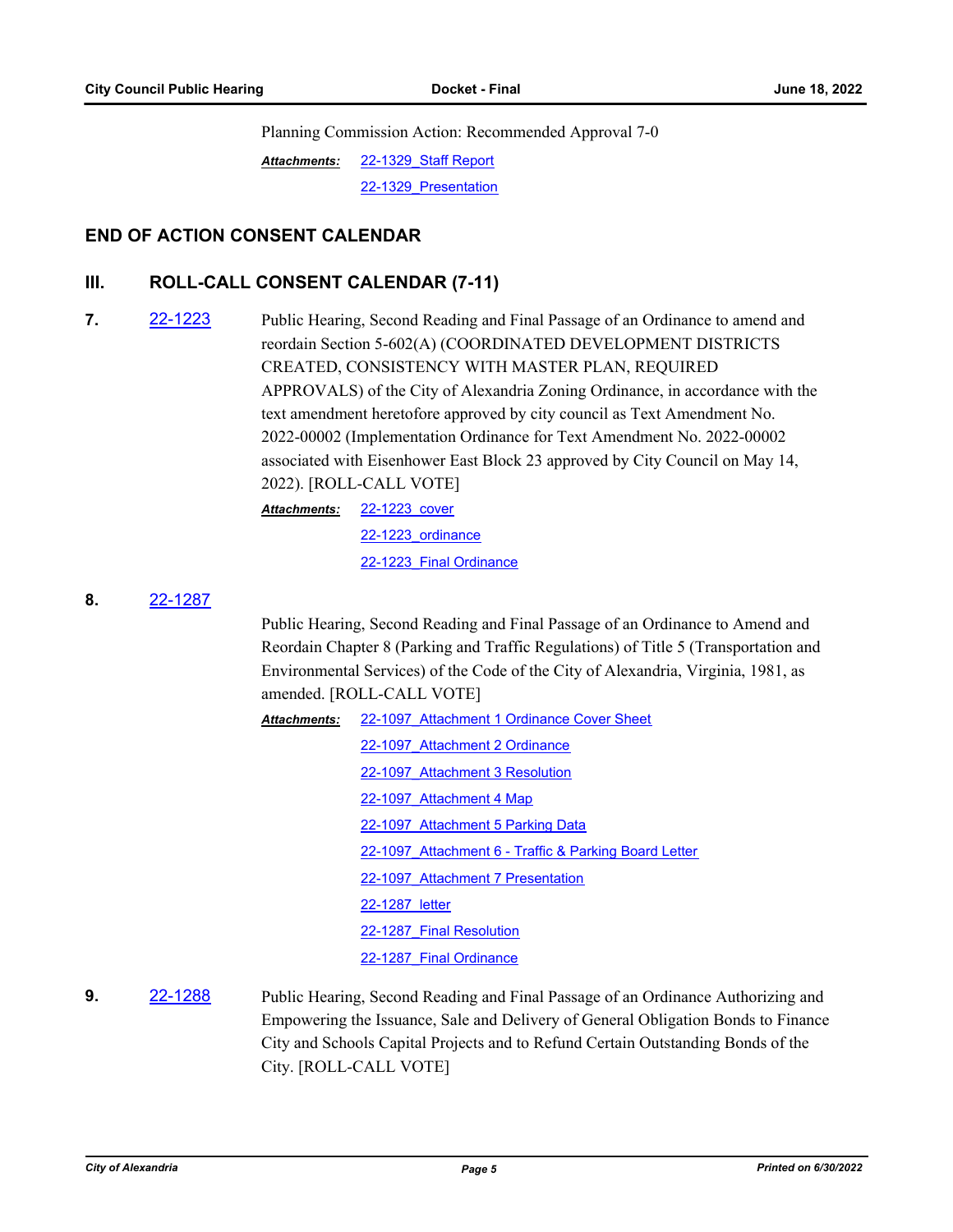Planning Commission Action: Recommended Approval 7-0

***Attachments:*** 22-1329_Staff Report
22-1329_Presentation

## END OF ACTION CONSENT CALENDAR

## III. ROLL-CALL CONSENT CALENDAR (7-11)

**7.** 22-1223 Public Hearing, Second Reading and Final Passage of an Ordinance to amend and reordain Section 5-602(A) (COORDINATED DEVELOPMENT DISTRICTS CREATED, CONSISTENCY WITH MASTER PLAN, REQUIRED APPROVALS) of the City of Alexandria Zoning Ordinance, in accordance with the text amendment heretofore approved by city council as Text Amendment No. 2022-00002 (Implementation Ordinance for Text Amendment No. 2022-00002 associated with Eisenhower East Block 23 approved by City Council on May 14, 2022). [ROLL-CALL VOTE]

***Attachments:*** 22-1223_cover
22-1223_ordinance
22-1223_Final Ordinance

**8.** 22-1287

Public Hearing, Second Reading and Final Passage of an Ordinance to Amend and Reordain Chapter 8 (Parking and Traffic Regulations) of Title 5 (Transportation and Environmental Services) of the Code of the City of Alexandria, Virginia, 1981, as amended. [ROLL-CALL VOTE]

***Attachments:*** 22-1097_Attachment 1 Ordinance Cover Sheet
22-1097_Attachment 2 Ordinance
22-1097_Attachment 3 Resolution
22-1097_Attachment 4 Map
22-1097_Attachment 5 Parking Data
22-1097_Attachment 6 - Traffic & Parking Board Letter
22-1097_Attachment 7 Presentation
22-1287_letter
22-1287_Final Resolution
22-1287_Final Ordinance

**9.** 22-1288 Public Hearing, Second Reading and Final Passage of an Ordinance Authorizing and Empowering the Issuance, Sale and Delivery of General Obligation Bonds to Finance City and Schools Capital Projects and to Refund Certain Outstanding Bonds of the City. [ROLL-CALL VOTE]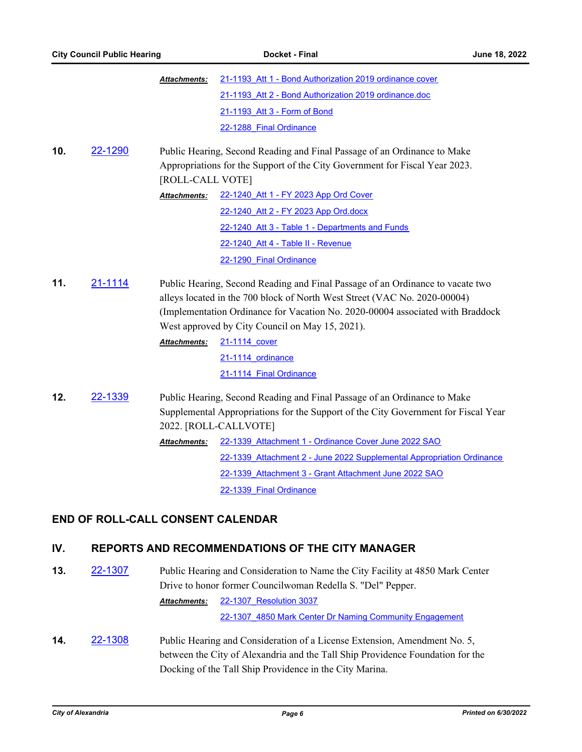***Attachments:*** 21-1193_Att 1 - Bond Authorization 2019 ordinance cover
21-1193_Att 2 - Bond Authorization 2019 ordinance.doc
21-1193_Att 3 - Form of Bond
22-1288_Final Ordinance

**10.** 22-1290 Public Hearing, Second Reading and Final Passage of an Ordinance to Make Appropriations for the Support of the City Government for Fiscal Year 2023. [ROLL-CALL VOTE]

***Attachments:*** 22-1240_Att 1 - FY 2023 App Ord Cover
22-1240_Att 2 - FY 2023 App Ord.docx
22-1240_Att 3 - Table 1 - Departments and Funds
22-1240_Att 4 - Table II - Revenue
22-1290_Final Ordinance

**11.** 21-1114 Public Hearing, Second Reading and Final Passage of an Ordinance to vacate two alleys located in the 700 block of North West Street (VAC No. 2020-00004) (Implementation Ordinance for Vacation No. 2020-00004 associated with Braddock West approved by City Council on May 15, 2021).

***Attachments:*** 21-1114_cover
21-1114_ordinance
21-1114_Final Ordinance

**12.** 22-1339 Public Hearing, Second Reading and Final Passage of an Ordinance to Make Supplemental Appropriations for the Support of the City Government for Fiscal Year 2022. [ROLL-CALLVOTE]

***Attachments:*** 22-1339_Attachment 1 - Ordinance Cover June 2022 SAO
22-1339_Attachment 2 - June 2022 Supplemental Appropriation Ordinance
22-1339_Attachment 3 - Grant Attachment June 2022 SAO
22-1339_Final Ordinance

## END OF ROLL-CALL CONSENT CALENDAR

## IV. REPORTS AND RECOMMENDATIONS OF THE CITY MANAGER

**13.** 22-1307 Public Hearing and Consideration to Name the City Facility at 4850 Mark Center Drive to honor former Councilwoman Redella S. "Del" Pepper.

***Attachments:*** 22-1307_Resolution 3037
22-1307_4850 Mark Center Dr Naming Community Engagement

**14.** 22-1308 Public Hearing and Consideration of a License Extension, Amendment No. 5, between the City of Alexandria and the Tall Ship Providence Foundation for the Docking of the Tall Ship Providence in the City Marina.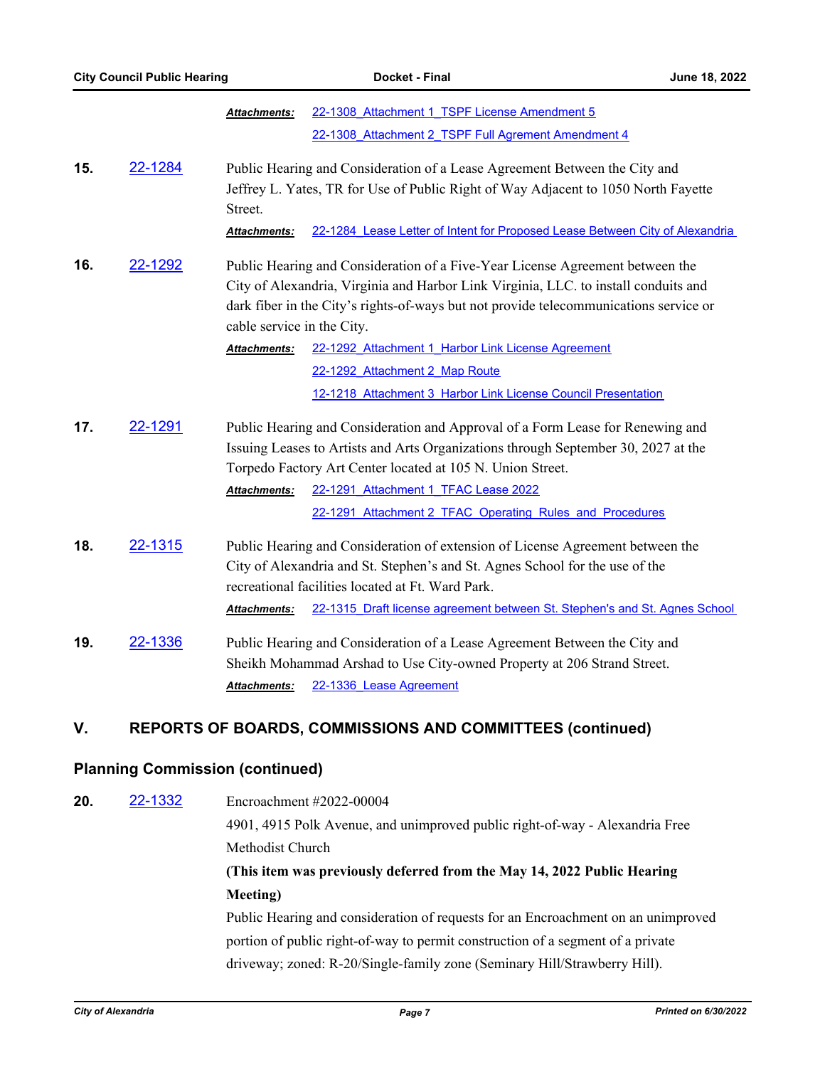*Attachments:* 22-1308_Attachment 1_TSPF License Amendment 5

22-1308_Attachment 2_TSPF Full Agrement Amendment 4

**15.** 22-1284 Public Hearing and Consideration of a Lease Agreement Between the City and Jeffrey L. Yates, TR for Use of Public Right of Way Adjacent to 1050 North Fayette Street.

*Attachments:* 22-1284_Lease Letter of Intent for Proposed Lease Between City of Alexandria

**16.** 22-1292 Public Hearing and Consideration of a Five-Year License Agreement between the City of Alexandria, Virginia and Harbor Link Virginia, LLC. to install conduits and dark fiber in the City's rights-of-ways but not provide telecommunications service or cable service in the City.

*Attachments:* 22-1292_Attachment 1_Harbor Link License Agreement

22-1292_Attachment 2_Map Route

12-1218_Attachment 3_Harbor Link License Council Presentation

**17.** 22-1291 Public Hearing and Consideration and Approval of a Form Lease for Renewing and Issuing Leases to Artists and Arts Organizations through September 30, 2027 at the Torpedo Factory Art Center located at 105 N. Union Street.

*Attachments:* 22-1291_Attachment 1_TFAC Lease 2022

22-1291_Attachment 2_TFAC_Operating_Rules_and_Procedures

**18.** 22-1315 Public Hearing and Consideration of extension of License Agreement between the City of Alexandria and St. Stephen's and St. Agnes School for the use of the recreational facilities located at Ft. Ward Park.

*Attachments:* 22-1315_Draft license agreement between St. Stephen's and St. Agnes School

**19.** 22-1336 Public Hearing and Consideration of a Lease Agreement Between the City and Sheikh Mohammad Arshad to Use City-owned Property at 206 Strand Street.

*Attachments:* 22-1336_Lease Agreement

## V. REPORTS OF BOARDS, COMMISSIONS AND COMMITTEES (continued)

### Planning Commission (continued)

**20.** 22-1332 Encroachment #2022-00004

4901, 4915 Polk Avenue, and unimproved public right-of-way - Alexandria Free Methodist Church

**(This item was previously deferred from the May 14, 2022 Public Hearing Meeting)**

Public Hearing and consideration of requests for an Encroachment on an unimproved portion of public right-of-way to permit construction of a segment of a private driveway; zoned: R-20/Single-family zone (Seminary Hill/Strawberry Hill).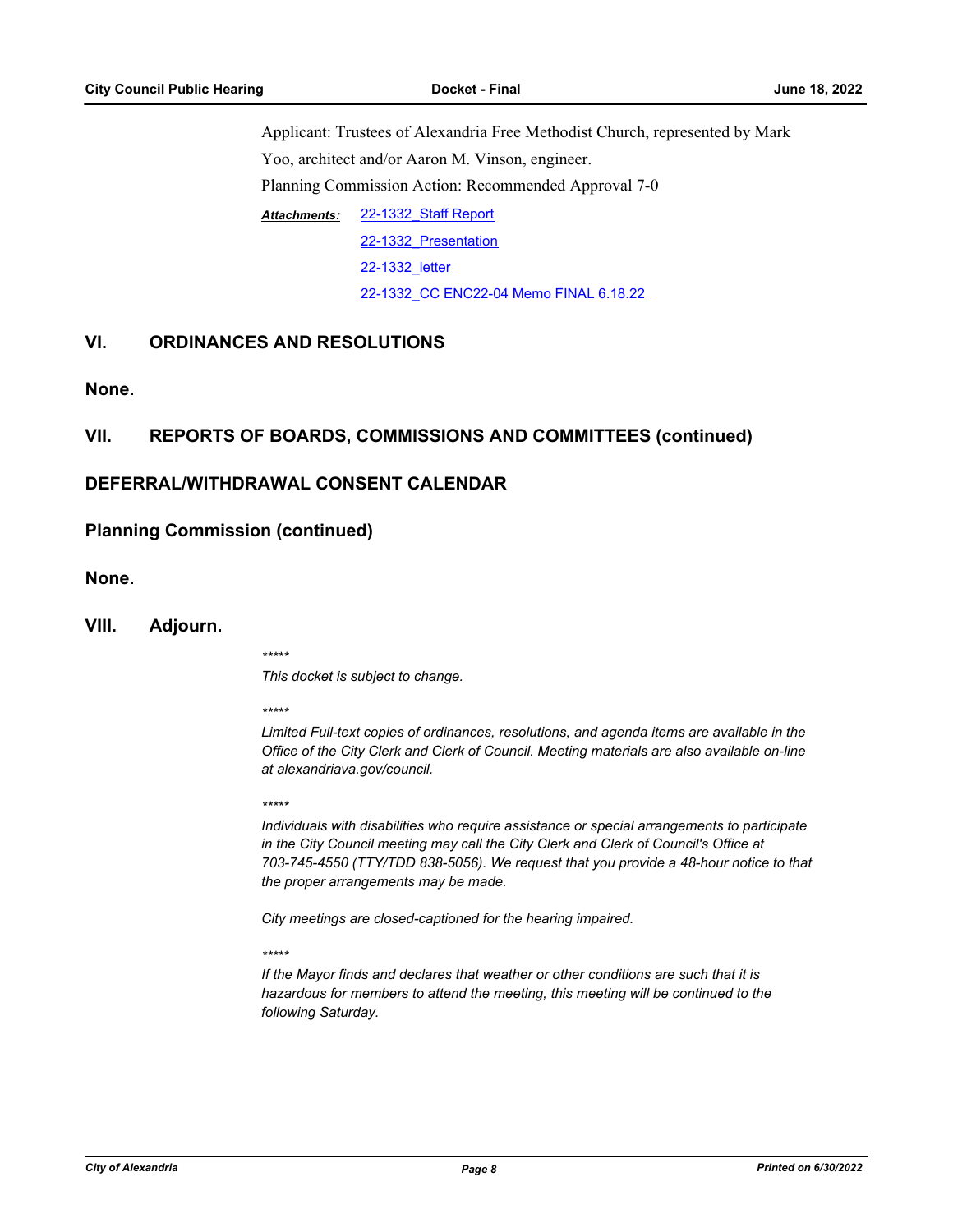Applicant: Trustees of Alexandria Free Methodist Church, represented by Mark Yoo, architect and/or Aaron M. Vinson, engineer.

Planning Commission Action: Recommended Approval 7-0

***Attachments:*** 22-1332_Staff Report
22-1332_Presentation
22-1332_letter
22-1332_CC ENC22-04 Memo FINAL 6.18.22

## VI. ORDINANCES AND RESOLUTIONS

**None.**

## VII. REPORTS OF BOARDS, COMMISSIONS AND COMMITTEES (continued)

### DEFERRAL/WITHDRAWAL CONSENT CALENDAR

### Planning Commission (continued)

**None.**

## VIII. Adjourn.

*\*\*\*\*\**

*This docket is subject to change.*

*\*\*\*\*\**

*Limited Full-text copies of ordinances, resolutions, and agenda items are available in the Office of the City Clerk and Clerk of Council. Meeting materials are also available on-line at alexandriava.gov/council.*

*\*\*\*\*\**

*Individuals with disabilities who require assistance or special arrangements to participate in the City Council meeting may call the City Clerk and Clerk of Council's Office at 703-745-4550 (TTY/TDD 838-5056). We request that you provide a 48-hour notice to that the proper arrangements may be made.*

*City meetings are closed-captioned for the hearing impaired.*

*\*\*\*\*\**

*If the Mayor finds and declares that weather or other conditions are such that it is hazardous for members to attend the meeting, this meeting will be continued to the following Saturday.*